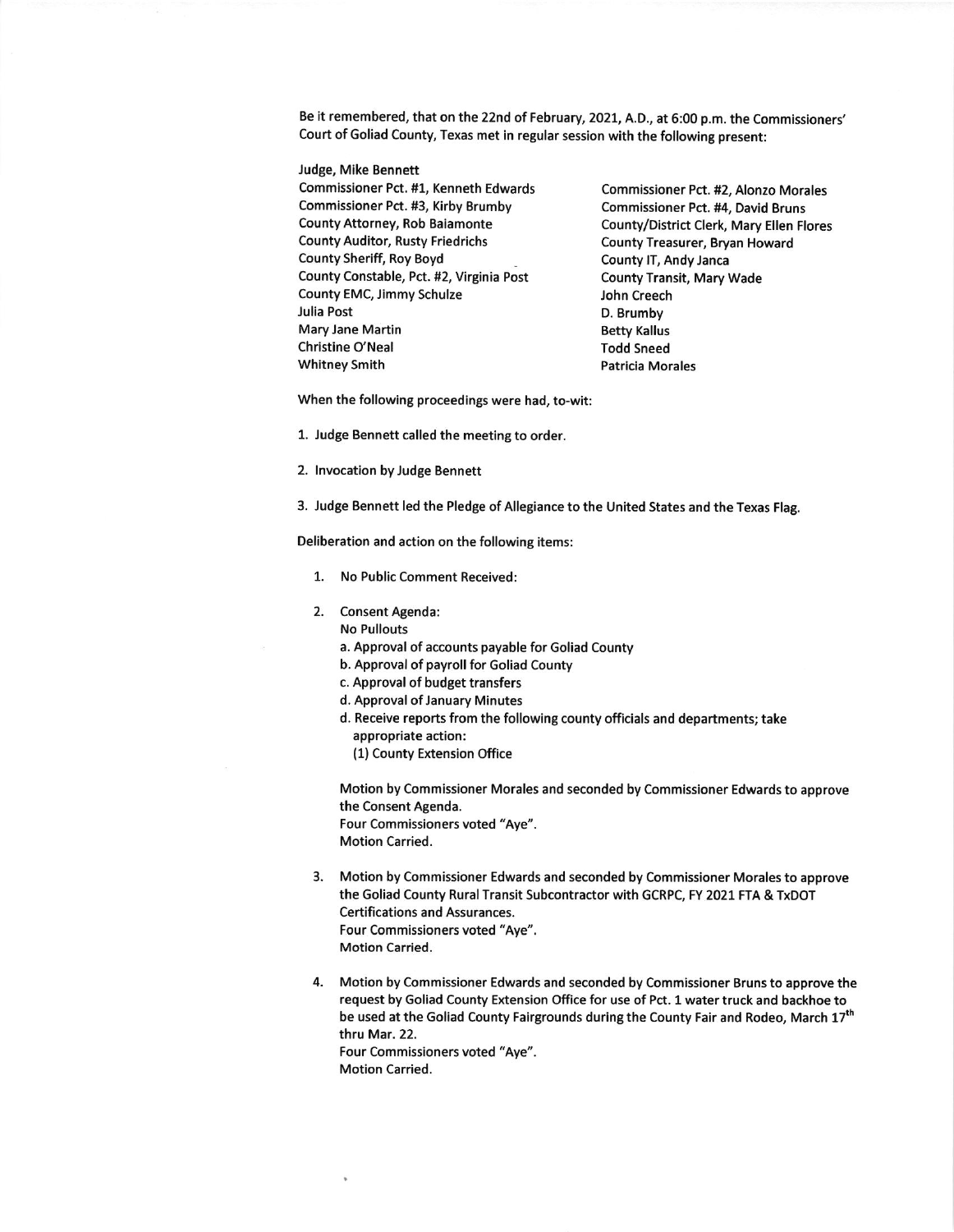Be it remembered, that on the 22nd of February, 2021, A.D., at 6:00 p.m. the Commissioners' Court of Goliad County, Texas met in regular session with the following present:

Judge, Mike Bennett
Commissioner Pct. #1, Kenneth Edwards
Commissioner Pct. #2, Alonzo Morales
Commissioner Pct. #3, Kirby Brumby
Commissioner Pct. #4, David Bruns
County Attorney, Rob Baiamonte
County/District Clerk, Mary Ellen Flores
County Auditor, Rusty Friedrichs
County Treasurer, Bryan Howard
County Sheriff, Roy Boyd
County IT, Andy Janca
County Constable, Pct. #2, Virginia Post
County Transit, Mary Wade
County EMC, Jimmy Schulze
John Creech
Julia Post
D. Brumby
Mary Jane Martin
Betty Kallus
Christine O'Neal
Todd Sneed
Whitney Smith
Patricia Morales

When the following proceedings were had, to-wit:

1. Judge Bennett called the meeting to order.

2. Invocation by Judge Bennett

3. Judge Bennett led the Pledge of Allegiance to the United States and the Texas Flag.

Deliberation and action on the following items:

1. No Public Comment Received:

2. Consent Agenda:
   No Pullouts
   a. Approval of accounts payable for Goliad County
   b. Approval of payroll for Goliad County
   c. Approval of budget transfers
   d. Approval of January Minutes
   d. Receive reports from the following county officials and departments; take appropriate action:
      (1) County Extension Office

   Motion by Commissioner Morales and seconded by Commissioner Edwards to approve the Consent Agenda.
   Four Commissioners voted "Aye".
   Motion Carried.

3. Motion by Commissioner Edwards and seconded by Commissioner Morales to approve the Goliad County Rural Transit Subcontractor with GCRPC, FY 2021 FTA & TxDOT Certifications and Assurances.
   Four Commissioners voted "Aye".
   Motion Carried.

4. Motion by Commissioner Edwards and seconded by Commissioner Bruns to approve the request by Goliad County Extension Office for use of Pct. 1 water truck and backhoe to be used at the Goliad County Fairgrounds during the County Fair and Rodeo, March 17th thru Mar. 22.
   Four Commissioners voted "Aye".
   Motion Carried.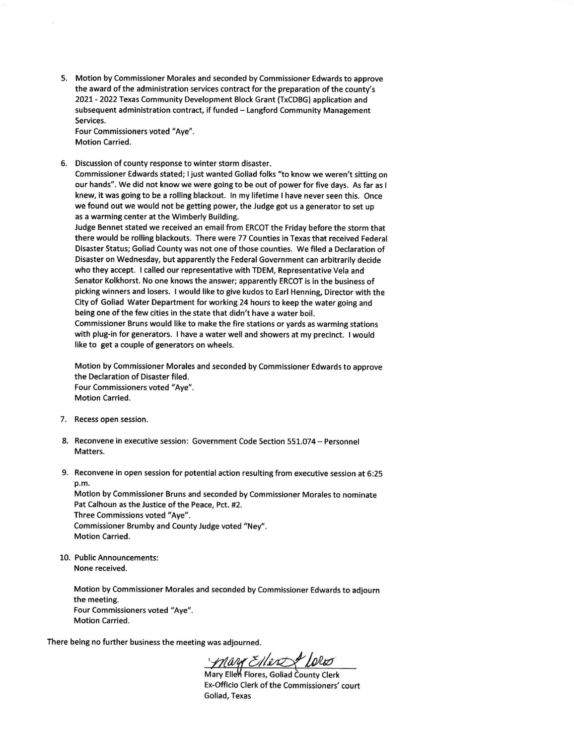5. Motion by Commissioner Morales and seconded by Commissioner Edwards to approve the award of the administration services contract for the preparation of the county's 2021 - 2022 Texas Community Development Block Grant (TxCDBG) application and subsequent administration contract, if funded – Langford Community Management Services.
   Four Commissioners voted "Aye".
   Motion Carried.

6. Discussion of county response to winter storm disaster.
   Commissioner Edwards stated; I just wanted Goliad folks "to know we weren't sitting on our hands". We did not know we were going to be out of power for five days. As far as I knew, it was going to be a rolling blackout. In my lifetime I have never seen this. Once we found out we would not be getting power, the Judge got us a generator to set up as a warming center at the Wimberly Building.
   Judge Bennet stated we received an email from ERCOT the Friday before the storm that there would be rolling blackouts. There were 77 Counties in Texas that received Federal Disaster Status; Goliad County was not one of those counties. We filed a Declaration of Disaster on Wednesday, but apparently the Federal Government can arbitrarily decide who they accept. I called our representative with TDEM, Representative Vela and Senator Kolkhorst. No one knows the answer; apparently ERCOT is in the business of picking winners and losers. I would like to give kudos to Earl Henning, Director with the City of Goliad Water Department for working 24 hours to keep the water going and being one of the few cities in the state that didn't have a water boil.
   Commissioner Bruns would like to make the fire stations or yards as warming stations with plug-in for generators. I have a water well and showers at my precinct. I would like to get a couple of generators on wheels.

   Motion by Commissioner Morales and seconded by Commissioner Edwards to approve the Declaration of Disaster filed.
   Four Commissioners voted "Aye".
   Motion Carried.

7. Recess open session.

8. Reconvene in executive session: Government Code Section 551.074 – Personnel Matters.

9. Reconvene in open session for potential action resulting from executive session at 6:25 p.m.
   Motion by Commissioner Bruns and seconded by Commissioner Morales to nominate Pat Calhoun as the Justice of the Peace, Pct. #2.
   Three Commissions voted "Aye".
   Commissioner Brumby and County Judge voted "Ney".
   Motion Carried.

10. Public Announcements:
    None received.

    Motion by Commissioner Morales and seconded by Commissioner Edwards to adjourn the meeting.
    Four Commissioners voted "Aye".
    Motion Carried.

There being no further business the meeting was adjourned.

Mary Ellen Flores

Mary Ellen Flores, Goliad County Clerk
Ex-Officio Clerk of the Commissioners' court
Goliad, Texas